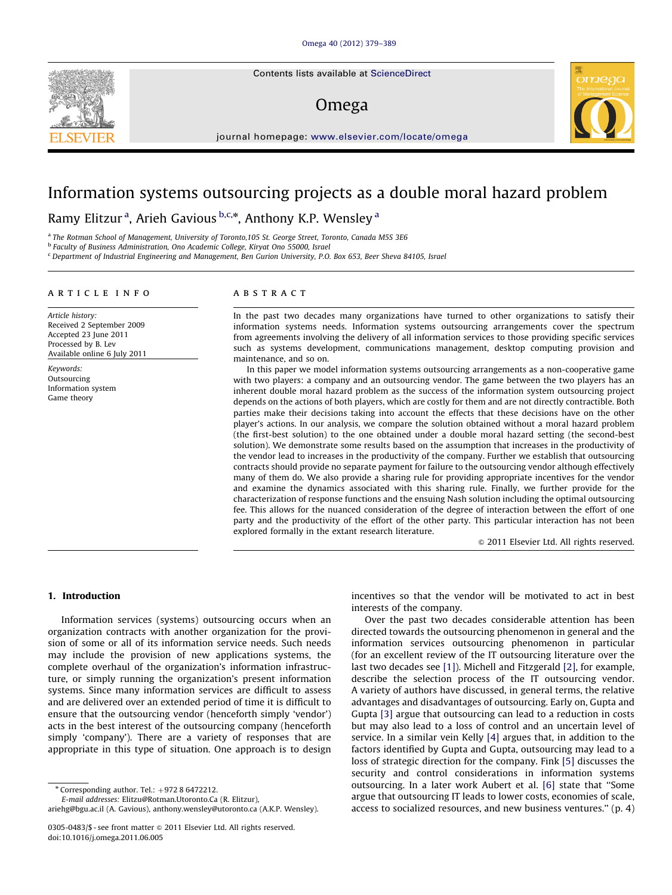# Information systems outsourcing projects as a double moral hazard problem

Ramy Elitzur [a], Arieh Gavious [b,c,*], Anthony K.P. Wensley [a]

[a] The Rotman School of Management, University of Toronto,105 St. George Street, Toronto, Canada M5S 3E6

[b] Faculty of Business Administration, Ono Academic College, Kiryat Ono 55000, Israel

[c] Department of Industrial Engineering and Management, Ben Gurion University, P.O. Box 653, Beer Sheva 84105, Israel

## ARTICLE INFO

*Article history:*
Received 2 September 2009
Accepted 23 June 2011
Processed by B. Lev
Available online 6 July 2011

*Keywords:*
Outsourcing
Information system
Game theory

## ABSTRACT

In the past two decades many organizations have turned to other organizations to satisfy their information systems needs. Information systems outsourcing arrangements cover the spectrum from agreements involving the delivery of all information services to those providing specific services such as systems development, communications management, desktop computing provision and maintenance, and so on.

In this paper we model information systems outsourcing arrangements as a non-cooperative game with two players: a company and an outsourcing vendor. The game between the two players has an inherent double moral hazard problem as the success of the information system outsourcing project depends on the actions of both players, which are costly for them and are not directly contractible. Both parties make their decisions taking into account the effects that these decisions have on the other player's actions. In our analysis, we compare the solution obtained without a moral hazard problem (the first-best solution) to the one obtained under a double moral hazard setting (the second-best solution). We demonstrate some results based on the assumption that increases in the productivity of the vendor lead to increases in the productivity of the company. Further we establish that outsourcing contracts should provide no separate payment for failure to the outsourcing vendor although effectively many of them do. We also provide a sharing rule for providing appropriate incentives for the vendor and examine the dynamics associated with this sharing rule. Finally, we further provide for the characterization of response functions and the ensuing Nash solution including the optimal outsourcing fee. This allows for the nuanced consideration of the degree of interaction between the effort of one party and the productivity of the effort of the other party. This particular interaction has not been explored formally in the extant research literature.

© 2011 Elsevier Ltd. All rights reserved.

## 1. Introduction

Information services (systems) outsourcing occurs when an organization contracts with another organization for the provision of some or all of its information service needs. Such needs may include the provision of new applications systems, the complete overhaul of the organization's information infrastructure, or simply running the organization's present information systems. Since many information services are difficult to assess and are delivered over an extended period of time it is difficult to ensure that the outsourcing vendor (henceforth simply 'vendor') acts in the best interest of the outsourcing company (henceforth simply 'company'). There are a variety of responses that are appropriate in this type of situation. One approach is to design incentives so that the vendor will be motivated to act in best interests of the company.

Over the past two decades considerable attention has been directed towards the outsourcing phenomenon in general and the information services outsourcing phenomenon in particular (for an excellent review of the IT outsourcing literature over the last two decades see [1]). Michell and Fitzgerald [2], for example, describe the selection process of the IT outsourcing vendor. A variety of authors have discussed, in general terms, the relative advantages and disadvantages of outsourcing. Early on, Gupta and Gupta [3] argue that outsourcing can lead to a reduction in costs but may also lead to a loss of control and an uncertain level of service. In a similar vein Kelly [4] argues that, in addition to the factors identified by Gupta and Gupta, outsourcing may lead to a loss of strategic direction for the company. Fink [5] discusses the security and control considerations in information systems outsourcing. In a later work Aubert et al. [6] state that "Some argue that outsourcing IT leads to lower costs, economies of scale, access to socialized resources, and new business ventures." (p. 4)

* Corresponding author. Tel.: +972 8 6472212.
E-mail addresses: Elitzu@Rotman.Utoronto.Ca (R. Elitzur), ariehg@bgu.ac.il (A. Gavious), anthony.wensley@utoronto.ca (A.K.P. Wensley).

0305-0483/$ - see front matter © 2011 Elsevier Ltd. All rights reserved.
doi:10.1016/j.omega.2011.06.005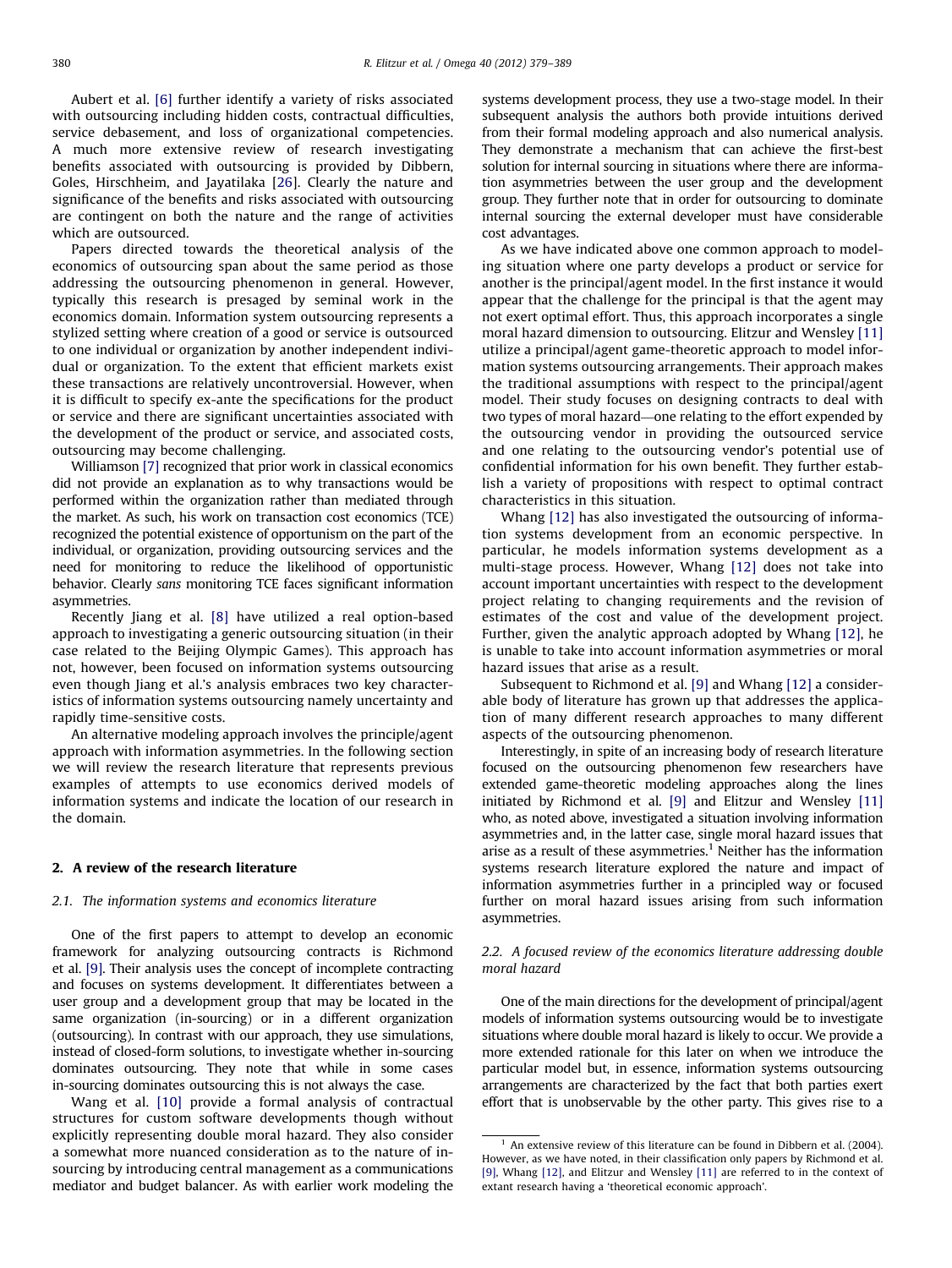Aubert et al. [6] further identify a variety of risks associated with outsourcing including hidden costs, contractual difficulties, service debasement, and loss of organizational competencies. A much more extensive review of research investigating benefits associated with outsourcing is provided by Dibbern, Goles, Hirschheim, and Jayatilaka [26]. Clearly the nature and significance of the benefits and risks associated with outsourcing are contingent on both the nature and the range of activities which are outsourced.

Papers directed towards the theoretical analysis of the economics of outsourcing span about the same period as those addressing the outsourcing phenomenon in general. However, typically this research is presaged by seminal work in the economics domain. Information system outsourcing represents a stylized setting where creation of a good or service is outsourced to one individual or organization by another independent individual or organization. To the extent that efficient markets exist these transactions are relatively uncontroversial. However, when it is difficult to specify ex-ante the specifications for the product or service and there are significant uncertainties associated with the development of the product or service, and associated costs, outsourcing may become challenging.

Williamson [7] recognized that prior work in classical economics did not provide an explanation as to why transactions would be performed within the organization rather than mediated through the market. As such, his work on transaction cost economics (TCE) recognized the potential existence of opportunism on the part of the individual, or organization, providing outsourcing services and the need for monitoring to reduce the likelihood of opportunistic behavior. Clearly *sans* monitoring TCE faces significant information asymmetries.

Recently Jiang et al. [8] have utilized a real option-based approach to investigating a generic outsourcing situation (in their case related to the Beijing Olympic Games). This approach has not, however, been focused on information systems outsourcing even though Jiang et al.'s analysis embraces two key characteristics of information systems outsourcing namely uncertainty and rapidly time-sensitive costs.

An alternative modeling approach involves the principle/agent approach with information asymmetries. In the following section we will review the research literature that represents previous examples of attempts to use economics derived models of information systems and indicate the location of our research in the domain.

## 2. A review of the research literature

### 2.1. The information systems and economics literature

One of the first papers to attempt to develop an economic framework for analyzing outsourcing contracts is Richmond et al. [9]. Their analysis uses the concept of incomplete contracting and focuses on systems development. It differentiates between a user group and a development group that may be located in the same organization (in-sourcing) or in a different organization (outsourcing). In contrast with our approach, they use simulations, instead of closed-form solutions, to investigate whether in-sourcing dominates outsourcing. They note that while in some cases in-sourcing dominates outsourcing this is not always the case.

Wang et al. [10] provide a formal analysis of contractual structures for custom software developments though without explicitly representing double moral hazard. They also consider a somewhat more nuanced consideration as to the nature of in-sourcing by introducing central management as a communications mediator and budget balancer. As with earlier work modeling the systems development process, they use a two-stage model. In their subsequent analysis the authors both provide intuitions derived from their formal modeling approach and also numerical analysis. They demonstrate a mechanism that can achieve the first-best solution for internal sourcing in situations where there are information asymmetries between the user group and the development group. They further note that in order for outsourcing to dominate internal sourcing the external developer must have considerable cost advantages.

As we have indicated above one common approach to modeling situation where one party develops a product or service for another is the principal/agent model. In the first instance it would appear that the challenge for the principal is that the agent may not exert optimal effort. Thus, this approach incorporates a single moral hazard dimension to outsourcing. Elitzur and Wensley [11] utilize a principal/agent game-theoretic approach to model information systems outsourcing arrangements. Their approach makes the traditional assumptions with respect to the principal/agent model. Their study focuses on designing contracts to deal with two types of moral hazard—one relating to the effort expended by the outsourcing vendor in providing the outsourced service and one relating to the outsourcing vendor's potential use of confidential information for his own benefit. They further establish a variety of propositions with respect to optimal contract characteristics in this situation.

Whang [12] has also investigated the outsourcing of information systems development from an economic perspective. In particular, he models information systems development as a multi-stage process. However, Whang [12] does not take into account important uncertainties with respect to the development project relating to changing requirements and the revision of estimates of the cost and value of the development project. Further, given the analytic approach adopted by Whang [12], he is unable to take into account information asymmetries or moral hazard issues that arise as a result.

Subsequent to Richmond et al. [9] and Whang [12] a considerable body of literature has grown up that addresses the application of many different research approaches to many different aspects of the outsourcing phenomenon.

Interestingly, in spite of an increasing body of research literature focused on the outsourcing phenomenon few researchers have extended game-theoretic modeling approaches along the lines initiated by Richmond et al. [9] and Elitzur and Wensley [11] who, as noted above, investigated a situation involving information asymmetries and, in the latter case, single moral hazard issues that arise as a result of these asymmetries.[1] Neither has the information systems research literature explored the nature and impact of information asymmetries further in a principled way or focused further on moral hazard issues arising from such information asymmetries.

### 2.2. A focused review of the economics literature addressing double moral hazard

One of the main directions for the development of principal/agent models of information systems outsourcing would be to investigate situations where double moral hazard is likely to occur. We provide a more extended rationale for this later on when we introduce the particular model but, in essence, information systems outsourcing arrangements are characterized by the fact that both parties exert effort that is unobservable by the other party. This gives rise to a

[1] An extensive review of this literature can be found in Dibbern et al. (2004). However, as we have noted, in their classification only papers by Richmond et al. [9], Whang [12], and Elitzur and Wensley [11] are referred to in the context of extant research having a 'theoretical economic approach'.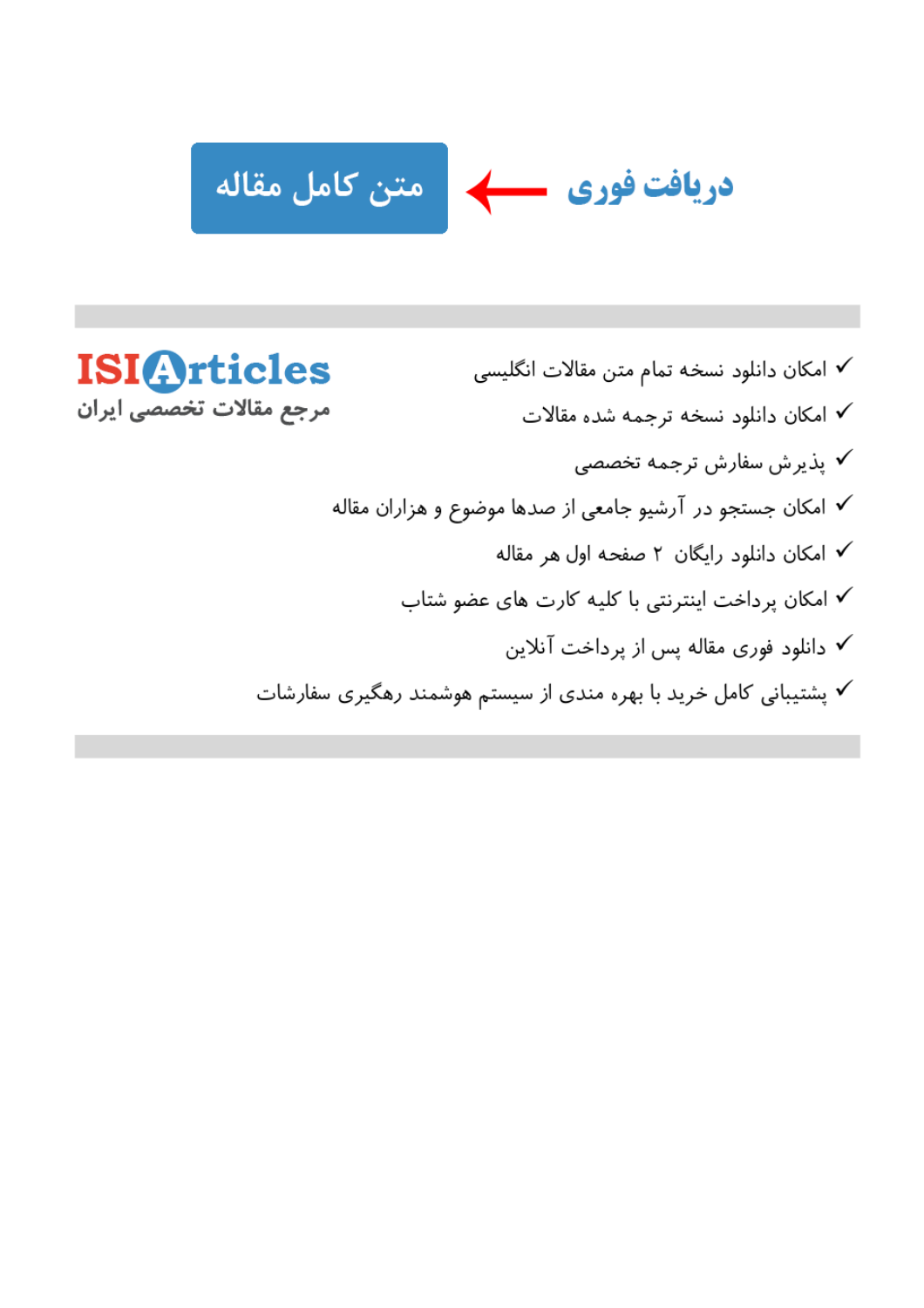دریافت فوری ← **متن کامل مقاله**

**ISIArticles**
مرجع مقالات تخصصی ایران

- ✓ امکان دانلود نسخه تمام متن مقالات انگلیسی
- ✓ امکان دانلود نسخه ترجمه شده مقالات
- ✓ پذیرش سفارش ترجمه تخصصی
- ✓ امکان جستجو در آرشیو جامعی از صدها موضوع و هزاران مقاله
- ✓ امکان دانلود رایگان ۲ صفحه اول هر مقاله
- ✓ امکان پرداخت اینترنتی با کلیه کارت های عضو شتاب
- ✓ دانلود فوری مقاله پس از پرداخت آنلاین
- ✓ پشتیبانی کامل خرید با بهره مندی از سیستم هوشمند رهگیری سفارشات